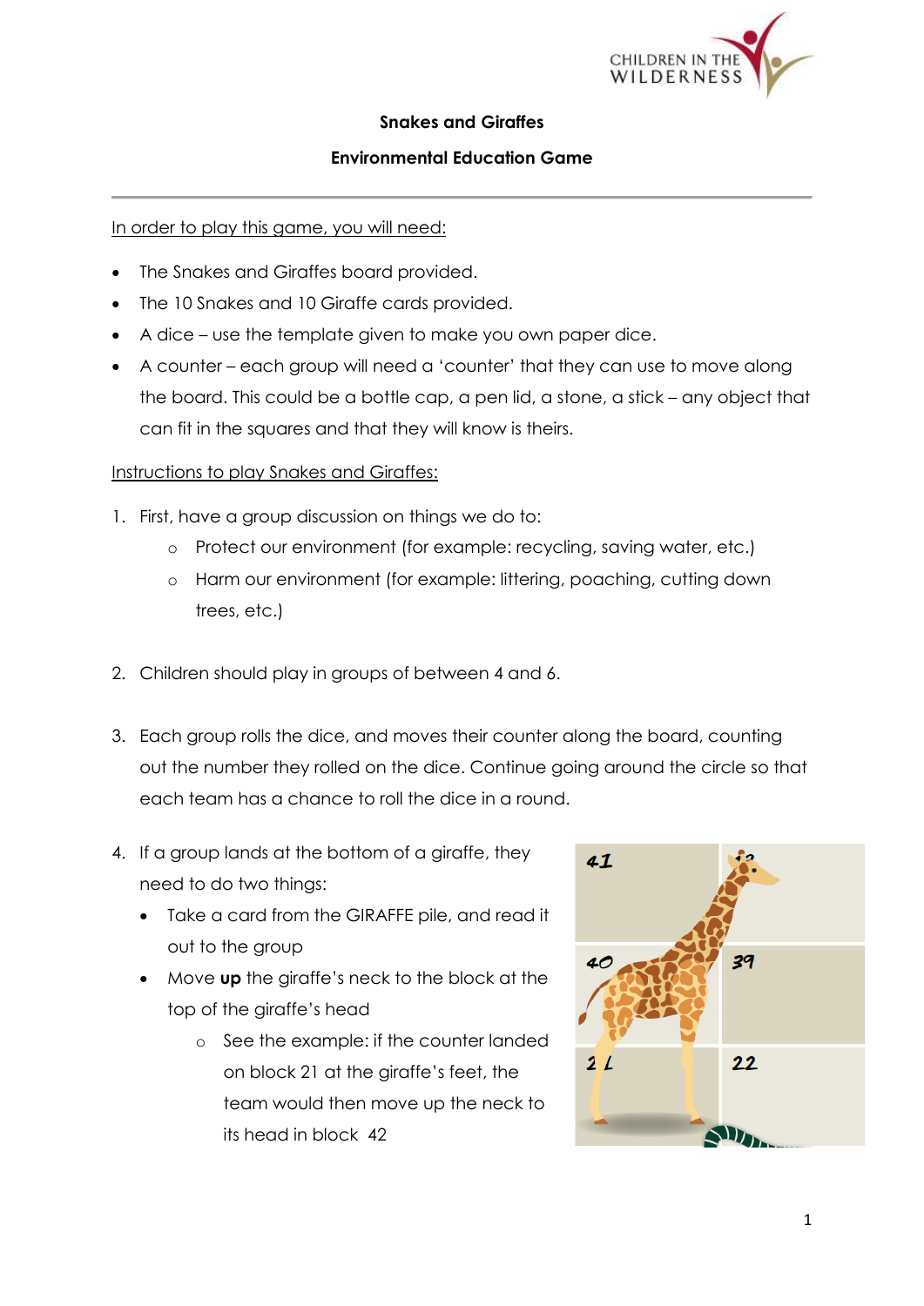# Snakes and Giraffes

## Environmental Education Game

---

<u>In order to play this game, you will need:</u>

- The Snakes and Giraffes board provided.
- The 10 Snakes and 10 Giraffe cards provided.
- A dice – use the template given to make you own paper dice.
- A counter – each group will need a 'counter' that they can use to move along the board. This could be a bottle cap, a pen lid, a stone, a stick – any object that can fit in the squares and that they will know is theirs.

<u>Instructions to play Snakes and Giraffes:</u>

1. First, have a group discussion on things we do to:
   - Protect our environment (for example: recycling, saving water, etc.)
   - Harm our environment (for example: littering, poaching, cutting down trees, etc.)

2. Children should play in groups of between 4 and 6.

3. Each group rolls the dice, and moves their counter along the board, counting out the number they rolled on the dice. Continue going around the circle so that each team has a chance to roll the dice in a round.

4. If a group lands at the bottom of a giraffe, they need to do two things:
   - Take a card from the GIRAFFE pile, and read it out to the group
   - Move **up** the giraffe's neck to the block at the top of the giraffe's head
     - See the example: if the counter landed on block 21 at the giraffe's feet, the team would then move up the neck to its head in block 42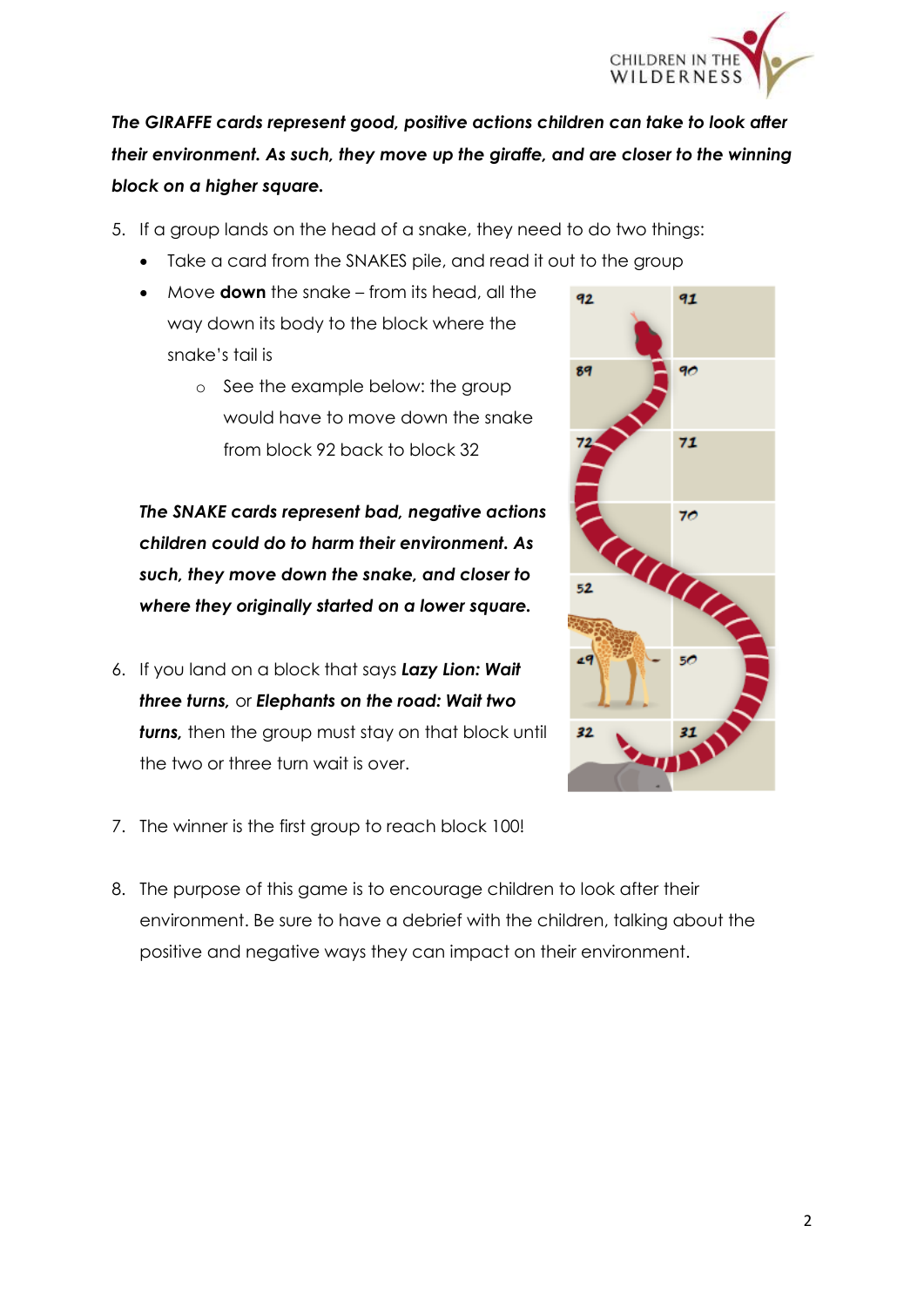***The GIRAFFE cards represent good, positive actions children can take to look after their environment. As such, they move up the giraffe, and are closer to the winning block on a higher square.***

5. If a group lands on the head of a snake, they need to do two things:
   - Take a card from the SNAKES pile, and read it out to the group
   - Move **down** the snake – from its head, all the way down its body to the block where the snake's tail is
     - See the example below: the group would have to move down the snake from block 92 back to block 32

   ***The SNAKE cards represent bad, negative actions children could do to harm their environment. As such, they move down the snake, and closer to where they originally started on a lower square.***

6. If you land on a block that says ***Lazy Lion: Wait three turns,*** or ***Elephants on the road: Wait two turns,*** then the group must stay on that block until the two or three turn wait is over.

7. The winner is the first group to reach block 100!

8. The purpose of this game is to encourage children to look after their environment. Be sure to have a debrief with the children, talking about the positive and negative ways they can impact on their environment.